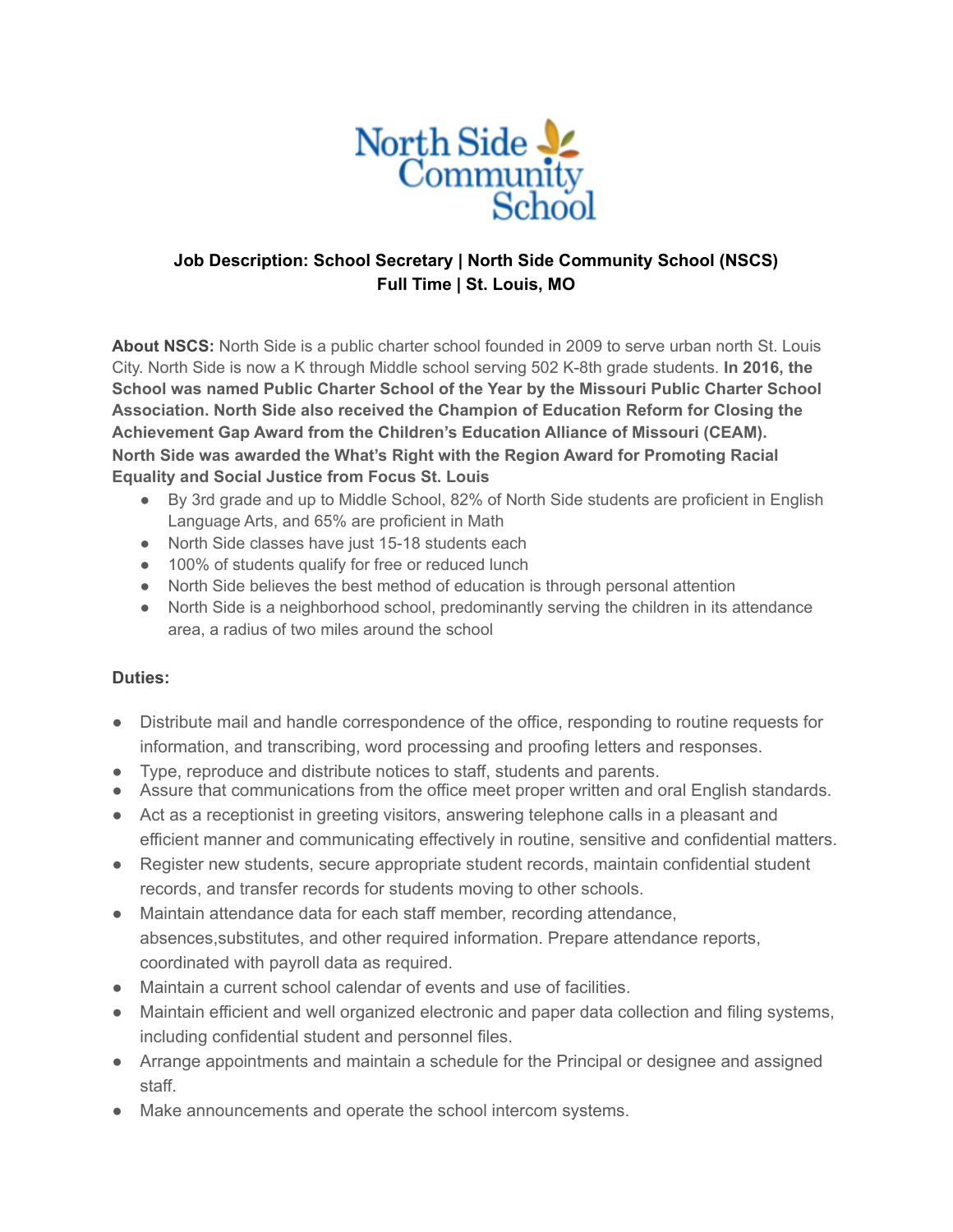North Side Community School

**Job Description: School Secretary | North Side Community School (NSCS)**
**Full Time | St. Louis, MO**

**About NSCS:** North Side is a public charter school founded in 2009 to serve urban north St. Louis City. North Side is now a K through Middle school serving 502 K-8th grade students. **In 2016, the School was named Public Charter School of the Year by the Missouri Public Charter School Association. North Side also received the Champion of Education Reform for Closing the Achievement Gap Award from the Children's Education Alliance of Missouri (CEAM). North Side was awarded the What's Right with the Region Award for Promoting Racial Equality and Social Justice from Focus St. Louis**

- By 3rd grade and up to Middle School, 82% of North Side students are proficient in English Language Arts, and 65% are proficient in Math
- North Side classes have just 15-18 students each
- 100% of students qualify for free or reduced lunch
- North Side believes the best method of education is through personal attention
- North Side is a neighborhood school, predominantly serving the children in its attendance area, a radius of two miles around the school

**Duties:**

- Distribute mail and handle correspondence of the office, responding to routine requests for information, and transcribing, word processing and proofing letters and responses.
- Type, reproduce and distribute notices to staff, students and parents.
- Assure that communications from the office meet proper written and oral English standards.
- Act as a receptionist in greeting visitors, answering telephone calls in a pleasant and efficient manner and communicating effectively in routine, sensitive and confidential matters.
- Register new students, secure appropriate student records, maintain confidential student records, and transfer records for students moving to other schools.
- Maintain attendance data for each staff member, recording attendance, absences,substitutes, and other required information. Prepare attendance reports, coordinated with payroll data as required.
- Maintain a current school calendar of events and use of facilities.
- Maintain efficient and well organized electronic and paper data collection and filing systems, including confidential student and personnel files.
- Arrange appointments and maintain a schedule for the Principal or designee and assigned staff.
- Make announcements and operate the school intercom systems.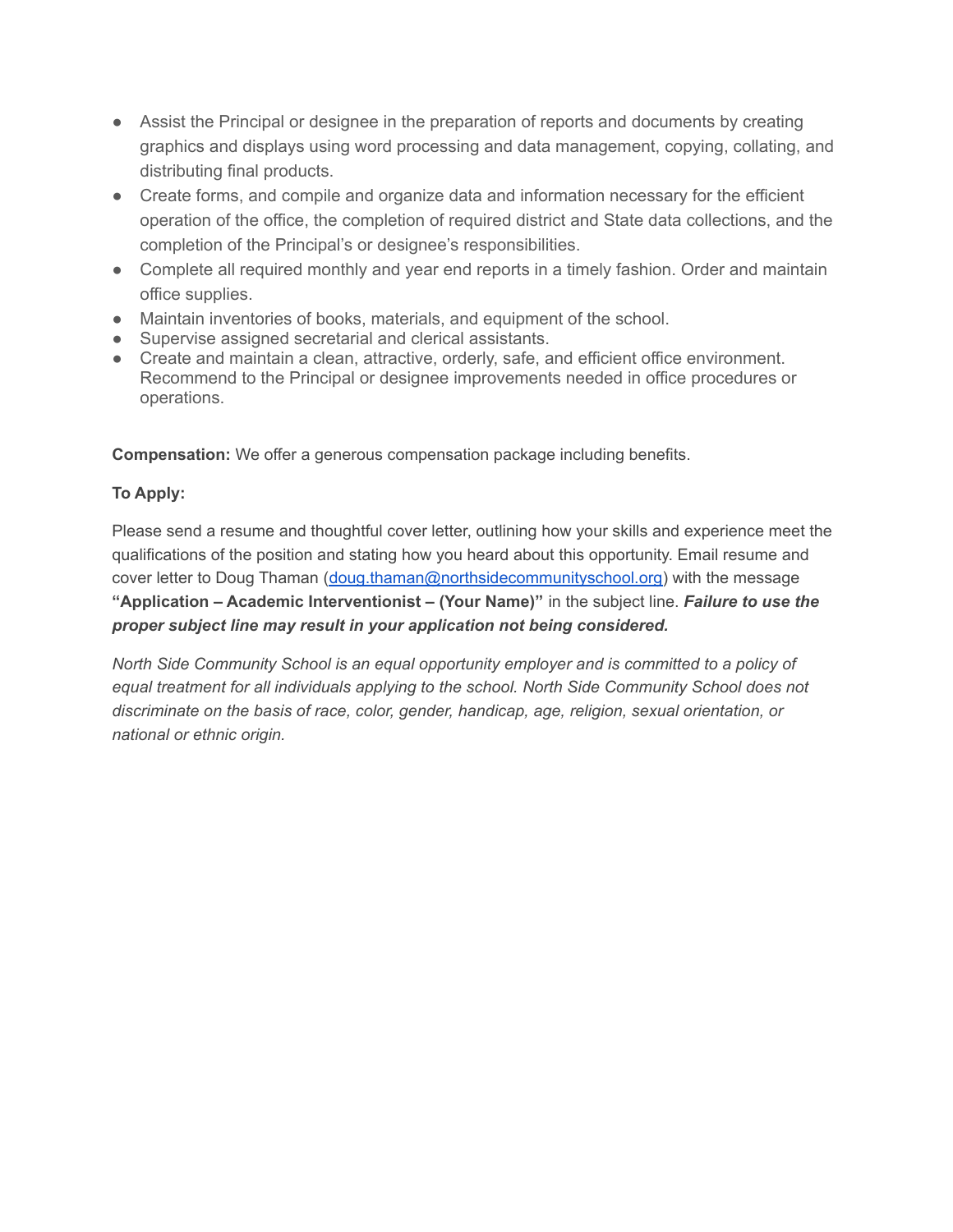- Assist the Principal or designee in the preparation of reports and documents by creating graphics and displays using word processing and data management, copying, collating, and distributing final products.
- Create forms, and compile and organize data and information necessary for the efficient operation of the office, the completion of required district and State data collections, and the completion of the Principal's or designee's responsibilities.
- Complete all required monthly and year end reports in a timely fashion. Order and maintain office supplies.
- Maintain inventories of books, materials, and equipment of the school.
- Supervise assigned secretarial and clerical assistants.
- Create and maintain a clean, attractive, orderly, safe, and efficient office environment. Recommend to the Principal or designee improvements needed in office procedures or operations.

**Compensation:** We offer a generous compensation package including benefits.

**To Apply:**

Please send a resume and thoughtful cover letter, outlining how your skills and experience meet the qualifications of the position and stating how you heard about this opportunity. Email resume and cover letter to Doug Thaman ([doug.thaman@northsidecommunityschool.org](mailto:doug.thaman@northsidecommunityschool.org)) with the message **"Application – Academic Interventionist – (Your Name)"** in the subject line. ***Failure to use the proper subject line may result in your application not being considered.***

*North Side Community School is an equal opportunity employer and is committed to a policy of equal treatment for all individuals applying to the school. North Side Community School does not discriminate on the basis of race, color, gender, handicap, age, religion, sexual orientation, or national or ethnic origin.*